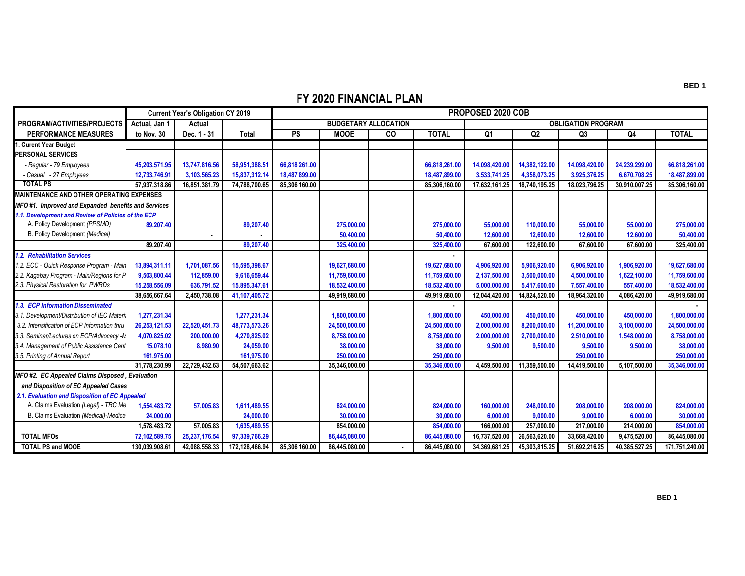# FY 2020 FINANCIAL PLAN

| PROGRAM/ACTIVITIES/PROJECTS PERFORMANCE MEASURES | Current Year's Obligation CY 2019 | | | PROPOSED 2020 COB | | | | | | | | |
|---|---|---|---|---|---|---|---|---|---|---|---|---|
| | Actual, Jan 1 to Nov. 30 | Actual Dec. 1 - 31 | Total | BUDGETARY ALLOCATION | | | | OBLIGATION PROGRAM | | | | |
| | | | | PS | MOOE | CO | TOTAL | Q1 | Q2 | Q3 | Q4 | TOTAL |
| **1. Curent Year Budget** | | | | | | | | | | | | |
| **PERSONAL SERVICES** | | | | | | | | | | | | |
| *- Regular - 79 Employees* | 45,203,571.95 | 13,747,816.56 | 58,951,388.51 | 66,818,261.00 | | | 66,818,261.00 | 14,098,420.00 | 14,382,122.00 | 14,098,420.00 | 24,239,299.00 | 66,818,261.00 |
| *- Casual - 27 Employees* | 12,733,746.91 | 3,103,565.23 | 15,837,312.14 | 18,487,899.00 | | | 18,487,899.00 | 3,533,741.25 | 4,358,073.25 | 3,925,376.25 | 6,670,708.25 | 18,487,899.00 |
| **TOTAL PS** | 57,937,318.86 | 16,851,381.79 | 74,788,700.65 | 85,306,160.00 | | | 85,306,160.00 | 17,632,161.25 | 18,740,195.25 | 18,023,796.25 | 30,910,007.25 | 85,306,160.00 |
| **MAINTENANCE AND OTHER OPERATING EXPENSES** | | | | | | | | | | | | |
| ***MFO #1. Improved and Expanded benefits and Services*** | | | | | | | | | | | | |
| ***1.1. Development and Review of Policies of the ECP*** | | | | | | | | | | | | |
| A. Policy Development *(PPSMD)* | 89,207.40 | | 89,207.40 | | 275,000.00 | | 275,000.00 | 55,000.00 | 110,000.00 | 55,000.00 | 55,000.00 | 275,000.00 |
| B. Policy Development *(Medical)* | | - | - | | 50,400.00 | | 50,400.00 | 12,600.00 | 12,600.00 | 12,600.00 | 12,600.00 | 50,400.00 |
| | 89,207.40 | | 89,207.40 | | 325,400.00 | | 325,400.00 | 67,600.00 | 122,600.00 | 67,600.00 | 67,600.00 | 325,400.00 |
| ***1.2. Rehabilitation Services*** | | | | | | | - | | | | | |
| *1.2. ECC - Quick Response Program - Main* | 13,894,311.11 | 1,701,087.56 | 15,595,398.67 | | 19,627,680.00 | | 19,627,680.00 | 4,906,920.00 | 5,906,920.00 | 6,906,920.00 | 1,906,920.00 | 19,627,680.00 |
| *2.2. Kagabay Program - Main/Regions for P* | 9,503,800.44 | 112,859.00 | 9,616,659.44 | | 11,759,600.00 | | 11,759,600.00 | 2,137,500.00 | 3,500,000.00 | 4,500,000.00 | 1,622,100.00 | 11,759,600.00 |
| *2.3. Physical Restoration for PWRDs* | 15,258,556.09 | 636,791.52 | 15,895,347.61 | | 18,532,400.00 | | 18,532,400.00 | 5,000,000.00 | 5,417,600.00 | 7,557,400.00 | 557,400.00 | 18,532,400.00 |
| | 38,656,667.64 | 2,450,738.08 | 41,107,405.72 | | 49,919,680.00 | | 49,919,680.00 | 12,044,420.00 | 14,824,520.00 | 18,964,320.00 | 4,086,420.00 | 49,919,680.00 |
| ***1.3. ECP Information Disseminated*** | | | | | | | - | | | | | - |
| *3.1. Development/Distribution of IEC Materi* | 1,277,231.34 | | 1,277,231.34 | | 1,800,000.00 | | 1,800,000.00 | 450,000.00 | 450,000.00 | 450,000.00 | 450,000.00 | 1,800,000.00 |
| *3.2. Intensification of ECP Information thru* | 26,253,121.53 | 22,520,451.73 | 48,773,573.26 | | 24,500,000.00 | | 24,500,000.00 | 2,000,000.00 | 8,200,000.00 | 11,200,000.00 | 3,100,000.00 | 24,500,000.00 |
| *3.3. Seminar/Lectures on ECP/Advocacy -M* | 4,070,825.02 | 200,000.00 | 4,270,825.02 | | 8,758,000.00 | | 8,758,000.00 | 2,000,000.00 | 2,700,000.00 | 2,510,000.00 | 1,548,000.00 | 8,758,000.00 |
| *3.4. Management of Public Assistance Cent* | 15,078.10 | 8,980.90 | 24,059.00 | | 38,000.00 | | 38,000.00 | 9,500.00 | 9,500.00 | 9,500.00 | 9,500.00 | 38,000.00 |
| *3.5. Printing of Annual Report* | 161,975.00 | | 161,975.00 | | 250,000.00 | | 250,000.00 | | | 250,000.00 | | 250,000.00 |
| | 31,778,230.99 | 22,729,432.63 | 54,507,663.62 | | 35,346,000.00 | | 35,346,000.00 | 4,459,500.00 | 11,359,500.00 | 14,419,500.00 | 5,107,500.00 | 35,346,000.00 |
| ***MFO #2. EC Appealed Claims Disposed , Evaluation and Disposition of EC Appealed Cases*** | | | | | | | | | | | | |
| ***2.1. Evaluation and Disposition of EC Appealed*** | | | | | | | | | | | | |
| A. Claims Evaluation *(Legal) - TRC Me* | 1,554,483.72 | 57,005.83 | 1,611,489.55 | | 824,000.00 | | 824,000.00 | 160,000.00 | 248,000.00 | 208,000.00 | 208,000.00 | 824,000.00 |
| B. Claims Evaluation *(Medical)-Medica* | 24,000.00 | | 24,000.00 | | 30,000.00 | | 30,000.00 | 6,000.00 | 9,000.00 | 9,000.00 | 6,000.00 | 30,000.00 |
| | 1,578,483.72 | 57,005.83 | 1,635,489.55 | | 854,000.00 | | 854,000.00 | 166,000.00 | 257,000.00 | 217,000.00 | 214,000.00 | 854,000.00 |
| **TOTAL MFOs** | 72,102,589.75 | 25,237,176.54 | 97,339,766.29 | | 86,445,080.00 | | 86,445,080.00 | 16,737,520.00 | 26,563,620.00 | 33,668,420.00 | 9,475,520.00 | 86,445,080.00 |
| **TOTAL PS and MOOE** | 130,039,908.61 | 42,088,558.33 | 172,128,466.94 | 85,306,160.00 | 86,445,080.00 | - | 86,445,080.00 | 34,369,681.25 | 45,303,815.25 | 51,692,216.25 | 40,385,527.25 | 171,751,240.00 |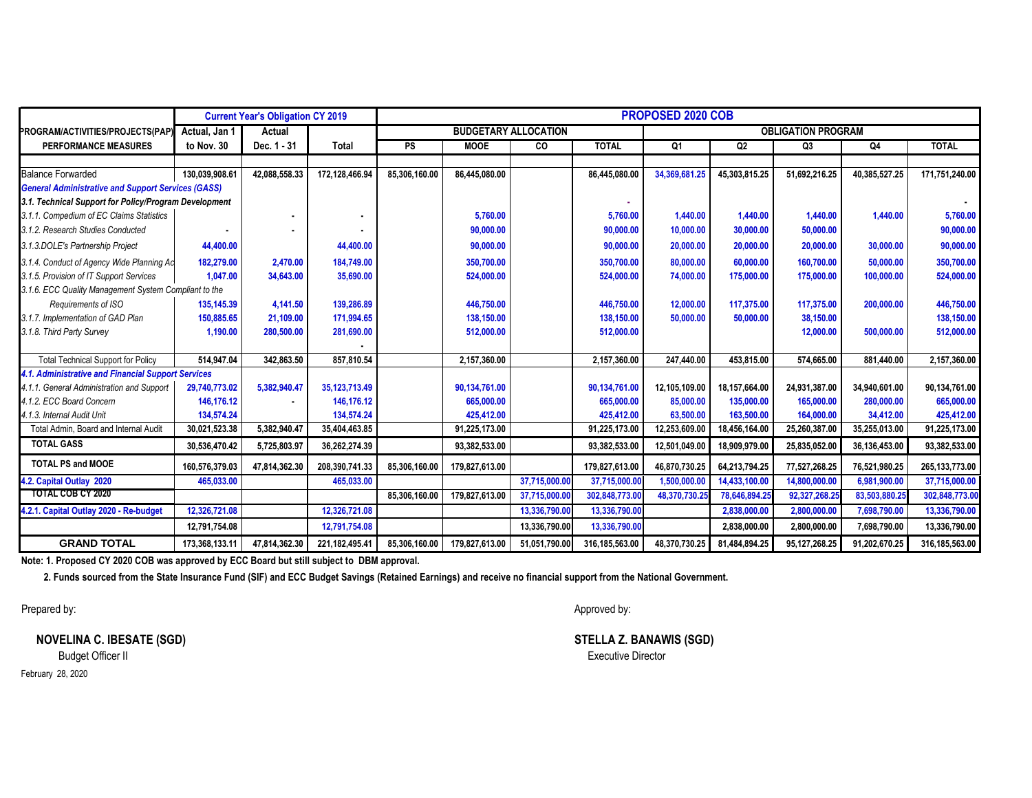| PROGRAM/ACTIVITIES/PROJECTS(PAP) | Current Year's Obligation CY 2019 | | | PROPOSED 2020 COB | | | | | | | | |
|---|---|---|---|---|---|---|---|---|---|---|---|---|
| | Actual, Jan 1 | Actual | | BUDGETARY ALLOCATION | | | | OBLIGATION PROGRAM | | | | |
| PERFORMANCE MEASURES | to Nov. 30 | Dec. 1 - 31 | Total | PS | MOOE | CO | TOTAL | Q1 | Q2 | Q3 | Q4 | TOTAL |
| Balance Forwarded | 130,039,908.61 | 42,088,558.33 | 172,128,466.94 | 85,306,160.00 | 86,445,080.00 | | 86,445,080.00 | 34,369,681.25 | 45,303,815.25 | 51,692,216.25 | 40,385,527.25 | 171,751,240.00 |
| ***General Administrative and Support Services (GASS)*** | | | | | | | | | | | | |
| ***3.1. Technical Support for Policy/Program Development*** | | | | | | | - | | | | | - |
| *3.1.1. Compedium of EC Claims Statistics* | | - | - | | 5,760.00 | | 5,760.00 | 1,440.00 | 1,440.00 | 1,440.00 | 1,440.00 | 5,760.00 |
| *3.1.2. Research Studies Conducted* | - | - | - | | 90,000.00 | | 90,000.00 | 10,000.00 | 30,000.00 | 50,000.00 | | 90,000.00 |
| *3.1.3.DOLE's Partnership Project* | 44,400.00 | | 44,400.00 | | 90,000.00 | | 90,000.00 | 20,000.00 | 20,000.00 | 20,000.00 | 30,000.00 | 90,000.00 |
| *3.1.4. Conduct of Agency Wide Planning Ac* | 182,279.00 | 2,470.00 | 184,749.00 | | 350,700.00 | | 350,700.00 | 80,000.00 | 60,000.00 | 160,700.00 | 50,000.00 | 350,700.00 |
| *3.1.5. Provision of IT Support Services* | 1,047.00 | 34,643.00 | 35,690.00 | | 524,000.00 | | 524,000.00 | 74,000.00 | 175,000.00 | 175,000.00 | 100,000.00 | 524,000.00 |
| *3.1.6. ECC Quality Management System Compliant to the Requirements of ISO* | 135,145.39 | 4,141.50 | 139,286.89 | | 446,750.00 | | 446,750.00 | 12,000.00 | 117,375.00 | 117,375.00 | 200,000.00 | 446,750.00 |
| *3.1.7. Implementation of GAD Plan* | 150,885.65 | 21,109.00 | 171,994.65 | | 138,150.00 | | 138,150.00 | 50,000.00 | 50,000.00 | 38,150.00 | | 138,150.00 |
| *3.1.8. Third Party Survey* | 1,190.00 | 280,500.00 | 281,690.00 | | 512,000.00 | | 512,000.00 | | | 12,000.00 | 500,000.00 | 512,000.00 |
| | | | - | | | | | | | | | |
| Total Technical Support for Policy | 514,947.04 | 342,863.50 | 857,810.54 | | 2,157,360.00 | | 2,157,360.00 | 247,440.00 | 453,815.00 | 574,665.00 | 881,440.00 | 2,157,360.00 |
| ***4.1. Administrative and Financial Support Services*** | | | | | | | | | | | | |
| *4.1.1. General Administration and Support* | 29,740,773.02 | 5,382,940.47 | 35,123,713.49 | | 90,134,761.00 | | 90,134,761.00 | 12,105,109.00 | 18,157,664.00 | 24,931,387.00 | 34,940,601.00 | 90,134,761.00 |
| *4.1.2. ECC Board Concern* | 146,176.12 | - | 146,176.12 | | 665,000.00 | | 665,000.00 | 85,000.00 | 135,000.00 | 165,000.00 | 280,000.00 | 665,000.00 |
| *4.1.3. Internal Audit Unit* | 134,574.24 | | 134,574.24 | | 425,412.00 | | 425,412.00 | 63,500.00 | 163,500.00 | 164,000.00 | 34,412.00 | 425,412.00 |
| Total Admin, Board and Internal Audit | 30,021,523.38 | 5,382,940.47 | 35,404,463.85 | | 91,225,173.00 | | 91,225,173.00 | 12,253,609.00 | 18,456,164.00 | 25,260,387.00 | 35,255,013.00 | 91,225,173.00 |
| **TOTAL GASS** | 30,536,470.42 | 5,725,803.97 | 36,262,274.39 | | 93,382,533.00 | | 93,382,533.00 | 12,501,049.00 | 18,909,979.00 | 25,835,052.00 | 36,136,453.00 | 93,382,533.00 |
| **TOTAL PS and MOOE** | 160,576,379.03 | 47,814,362.30 | 208,390,741.33 | 85,306,160.00 | 179,827,613.00 | | 179,827,613.00 | 46,870,730.25 | 64,213,794.25 | 77,527,268.25 | 76,521,980.25 | 265,133,773.00 |
| **4.2. Capital Outlay 2020** | 465,033.00 | | 465,033.00 | | | 37,715,000.00 | 37,715,000.00 | 1,500,000.00 | 14,433,100.00 | 14,800,000.00 | 6,981,900.00 | 37,715,000.00 |
| **TOTAL COB CY 2020** | | | | 85,306,160.00 | 179,827,613.00 | 37,715,000.00 | 302,848,773.00 | 48,370,730.25 | 78,646,894.25 | 92,327,268.25 | 83,503,880.25 | 302,848,773.00 |
| **4.2.1. Capital Outlay 2020 - Re-budget** | 12,326,721.08 | | 12,326,721.08 | | | 13,336,790.00 | 13,336,790.00 | | 2,838,000.00 | 2,800,000.00 | 7,698,790.00 | 13,336,790.00 |
| | 12,791,754.08 | | 12,791,754.08 | | | 13,336,790.00 | 13,336,790.00 | | 2,838,000.00 | 2,800,000.00 | 7,698,790.00 | 13,336,790.00 |
| **GRAND TOTAL** | 173,368,133.11 | 47,814,362.30 | 221,182,495.41 | 85,306,160.00 | 179,827,613.00 | 51,051,790.00 | 316,185,563.00 | 48,370,730.25 | 81,484,894.25 | 95,127,268.25 | 91,202,670.25 | 316,185,563.00 |

**Note: 1. Proposed CY 2020 COB was approved by ECC Board but still subject to DBM approval.**

**2. Funds sourced from the State Insurance Fund (SIF) and ECC Budget Savings (Retained Earnings) and receive no financial support from the National Government.**

Prepared by:

**NOVELINA C. IBESATE (SGD)**
Budget Officer II

February 28, 2020

Approved by:

**STELLA Z. BANAWIS (SGD)**
Executive Director